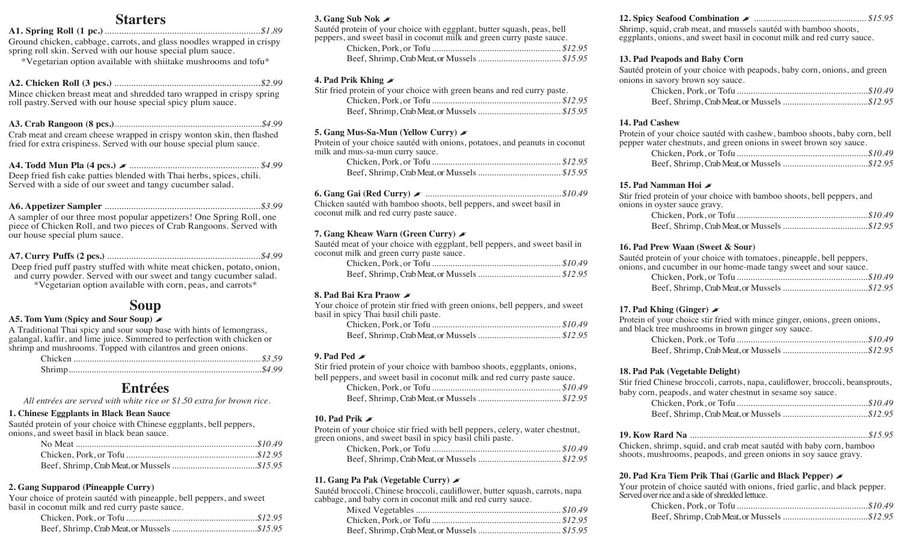## Starters

**A1. Spring Roll (1 pc.)** ........ $1.89

Ground chicken, cabbage, carrots, and glass noodles wrapped in crispy spring roll skin. Served with our house special plum sauce.
*Vegetarian option available with shiitake mushrooms and tofu*

**A2. Chicken Roll (3 pcs.)** ........ $2.99

Mince chicken breast meat and shredded taro wrapped in crispy spring roll pastry. Served with our house special spicy plum sauce.

**A3. Crab Rangoon (8 pcs.)** ........ $4.99

Crab meat and cream cheese wrapped in crispy wonton skin, then flashed fried for extra crispiness. Served with our house special plum sauce.

**A4. Todd Mun Pla (4 pcs.)** ........ $4.99

Deep fried fish cake patties blended with Thai herbs, spices, chili. Served with a side of our sweet and tangy cucumber salad.

**A6. Appetizer Sampler** ........ $3.99

A sampler of our three most popular appetizers! One Spring Roll, one piece of Chicken Roll, and two pieces of Crab Rangoons. Served with our house special plum sauce.

**A7. Curry Puffs (2 pcs.)** ........ $4.99

Deep fried puff pastry stuffed with white meat chicken, potato, onion, and curry powder. Served with our sweet and tangy cucumber salad.
*Vegetarian option available with corn, peas, and carrots*

## Soup

**A5. Tom Yum (Spicy and Sour Soup)**

A Traditional Thai spicy and sour soup base with hints of lemongrass, galangal, kaffir, and lime juice. Simmered to perfection with chicken or shrimp and mushrooms. Topped with cilantros and green onions.

- Chicken ........ $3.59
- Shrimp ........ $4.99

## Entrées

*All entrées are served with white rice or $1.50 extra for brown rice.*

**1. Chinese Eggplants in Black Bean Sauce**

Sautéd protein of your choice with Chinese eggplants, bell peppers, onions, and sweet basil in black bean sauce.

- No Meat ........ $10.49
- Chicken, Pork, or Tofu ........ $12.95
- Beef, Shrimp, Crab Meat, or Mussels ........ $15.95

**2. Gang Supparod (Pineapple Curry)**

Your choice of protein sautéd with pineapple, bell peppers, and sweet basil in coconut milk and red curry paste sauce.

- Chicken, Pork, or Tofu ........ $12.95
- Beef, Shrimp, Crab Meat, or Mussels ........ $15.95

**3. Gang Sub Nok**

Sautéd protein of your choice with eggplant, butter squash, peas, bell peppers, and sweet basil in coconut milk and green curry paste sauce.

- Chicken, Pork, or Tofu ........ $12.95
- Beef, Shrimp, Crab Meat, or Mussels ........ $15.95

**4. Pad Prik Khing**

Stir fried protein of your choice with green beans and red curry paste.

- Chicken, Pork, or Tofu ........ $12.95
- Beef, Shrimp, Crab Meat, or Mussels ........ $15.95

**5. Gang Mus-Sa-Mun (Yellow Curry)**

Protein of your choice sautéd with onions, potatoes, and peanuts in coconut milk and mus-sa-mun curry sauce.

- Chicken, Pork, or Tofu ........ $12.95
- Beef, Shrimp, Crab Meat, or Mussels ........ $15.95

**6. Gang Gai (Red Curry)** ........ $10.49

Chicken sautéd with bamboo shoots, bell peppers, and sweet basil in coconut milk and red curry paste sauce.

**7. Gang Kheaw Warn (Green Curry)**

Sautéd meat of your choice with eggplant, bell peppers, and sweet basil in coconut milk and green curry paste sauce.

- Chicken, Pork, or Tofu ........ $10.49
- Beef, Shrimp, Crab Meat, or Mussels ........ $12.95

**8. Pad Bai Kra Praow**

Your choice of protein stir fried with green onions, bell peppers, and sweet basil in spicy Thai basil chili paste.

- Chicken, Pork, or Tofu ........ $10.49
- Beef, Shrimp, Crab Meat, or Mussels ........ $12.95

**9. Pad Ped**

Stir fried protein of your choice with bamboo shoots, eggplants, onions, bell peppers, and sweet basil in coconut milk and red curry paste sauce.

- Chicken, Pork, or Tofu ........ $10.49
- Beef, Shrimp, Crab Meat, or Mussels ........ $12.95

**10. Pad Prik**

Protein of your choice stir fried with bell peppers, celery, water chestnut, green onions, and sweet basil in spicy basil chili paste.

- Chicken, Pork, or Tofu ........ $10.49
- Beef, Shrimp, Crab Meat, or Mussels ........ $12.95

**11. Gang Pa Pak (Vegetable Curry)**

Sautéd broccoli, Chinese broccoli, cauliflower, butter squash, carrots, napa cabbage, and baby corn in coconut milk and red curry sauce.

- Mixed Vegetables ........ $10.49
- Chicken, Pork, or Tofu ........ $12.95
- Beef, Shrimp, Crab Meat, or Mussels ........ $15.95

**12. Spicy Seafood Combination** ........ $15.95

Shrimp, squid, crab meat, and mussels sautéd with bamboo shoots, eggplants, onions, and sweet basil in coconut milk and red curry sauce.

**13. Pad Peapods and Baby Corn**

Sautéd protein of your choice with peapods, baby corn, onions, and green onions in savory brown soy sauce.

- Chicken, Pork, or Tofu ........ $10.49
- Beef, Shrimp, Crab Meat, or Mussels ........ $12.95

**14. Pad Cashew**

Protein of your choice sautéd with cashew, bamboo shoots, baby corn, bell pepper water chestnuts, and green onions in sweet brown soy sauce.

- Chicken, Pork, or Tofu ........ $10.49
- Beef, Shrimp, Crab Meat, or Mussels ........ $12.95

**15. Pad Namman Hoi**

Stir fried protein of your choice with bamboo shoots, bell peppers, and onions in oyster sauce gravy.

- Chicken, Pork, or Tofu ........ $10.49
- Beef, Shrimp, Crab Meat, or Mussels ........ $12.95

**16. Pad Prew Waan (Sweet & Sour)**

Sautéd protein of your choice with tomatoes, pineapple, bell peppers, onions, and cucumber in our home-made tangy sweet and sour sauce.

- Chicken, Pork, or Tofu ........ $10.49
- Beef, Shrimp, Crab Meat, or Mussels ........ $12.95

**17. Pad Khing (Ginger)**

Protein of your choice stir fried with mince ginger, onions, green onions, and black tree mushrooms in brown ginger soy sauce.

- Chicken, Pork, or Tofu ........ $10.49
- Beef, Shrimp, Crab Meat, or Mussels ........ $12.95

**18. Pad Pak (Vegetable Delight)**

Stir fried Chinese broccoli, carrots, napa, cauliflower, broccoli, beansprouts, baby corn, peapods, and water chestnut in sesame soy sauce.

- Chicken, Pork, or Tofu ........ $10.49
- Beef, Shrimp, Crab Meat, or Mussels ........ $12.95

**19. Kow Rard Na** ........ $15.95

Chicken, shrimp, squid, and crab meat sautéd with baby corn, bamboo shoots, mushrooms, peapods, and green onions in soy sauce gravy.

**20. Pad Kra Tiem Prik Thai (Garlic and Black Pepper)**

Your protein of choice sautéd with onions, fried garlic, and black pepper. Served over rice and a side of shredded lettuce.

- Chicken, Pork, or Tofu ........ $10.49
- Beef, Shrimp, Crab Meat, or Mussels ........ $12.95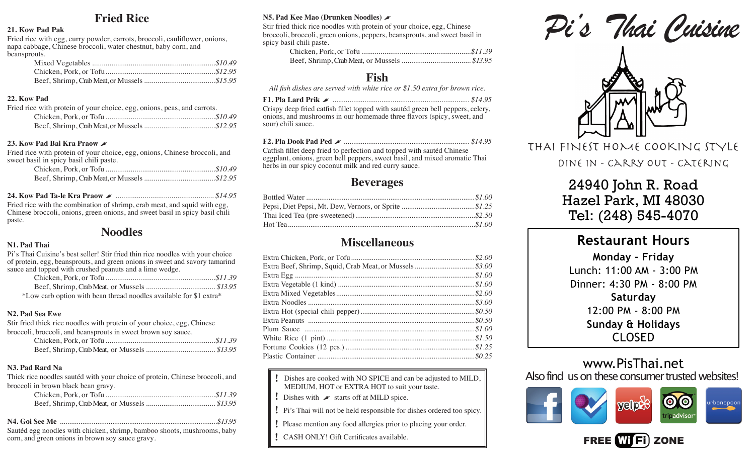## Fried Rice

**21. Kow Pad Pak**

Fried rice with egg, curry powder, carrots, broccoli, cauliflower, onions, napa cabbage, Chinese broccoli, water chestnut, baby corn, and beansprouts.

- Mixed Vegetables ........ $10.49
- Chicken, Pork, or Tofu ........ $12.95
- Beef, Shrimp, Crab Meat, or Mussels ........ $15.95

**22. Kow Pad**

Fried rice with protein of your choice, egg, onions, peas, and carrots.

- Chicken, Pork, or Tofu ........ $10.49
- Beef, Shrimp, Crab Meat, or Mussels ........ $12.95

**23. Kow Pad Bai Kra Praow**

Fried rice with protein of your choice, egg, onions, Chinese broccoli, and sweet basil in spicy basil chili paste.

- Chicken, Pork, or Tofu ........ $10.49
- Beef, Shrimp, Crab Meat, or Mussels ........ $12.95

**24. Kow Pad Ta-le Kra Praow** ........ $14.95

Fried rice with the combination of shrimp, crab meat, and squid with egg, Chinese broccoli, onions, green onions, and sweet basil in spicy basil chili paste.

## Noodles

**N1. Pad Thai**

Pi's Thai Cuisine's best seller! Stir fried thin rice noodles with your choice of protein, egg, beansprouts, and green onions in sweet and savory tamarind sauce and topped with crushed peanuts and a lime wedge.

- Chicken, Pork, or Tofu ........ $11.39
- Beef, Shrimp, Crab Meat, or Mussels ........ $13.95

*Low carb option with bean thread noodles available for $1 extra*

**N2. Pad Sea Ewe**

Stir fried thick rice noodles with protein of your choice, egg, Chinese broccoli, broccoli, and beansprouts in sweet brown soy sauce.

- Chicken, Pork, or Tofu ........ $11.39
- Beef, Shrimp, Crab Meat, or Mussels ........ $13.95

**N3. Pad Rard Na**

Thick rice noodles sautéd with your choice of protein, Chinese broccoli, and broccoli in brown black bean gravy.

- Chicken, Pork, or Tofu ........ $11.39
- Beef, Shrimp, Crab Meat, or Mussels ........ $13.95

**N4. Goi See Me** ........ $13.95

Sautéd egg noodles with chicken, shrimp, bamboo shoots, mushrooms, baby corn, and green onions in brown soy sauce gravy.

**N5. Pad Kee Mao (Drunken Noodles)**

Stir fried thick rice noodles with protein of your choice, egg, Chinese broccoli, broccoli, green onions, peppers, beansprouts, and sweet basil in spicy basil chili paste.

- Chicken, Pork, or Tofu ........ $11.39
- Beef, Shrimp, Crab Meat, or Mussels ........ $13.95

## Fish

*All fish dishes are served with white rice or $1.50 extra for brown rice.*

**F1. Pla Lard Prik** ........ $14.95

Crispy deep fried catfish fillet topped with sautéd green bell peppers, celery, onions, and mushrooms in our homemade three flavors (spicy, sweet, and sour) chili sauce.

**F2. Pla Dook Pad Ped** ........ $14.95

Catfish fillet deep fried to perfection and topped with sautéd Chinese eggplant, onions, green bell peppers, sweet basil, and mixed aromatic Thai herbs in our spicy coconut milk and red curry sauce.

## Beverages

- Bottled Water ........ $1.00
- Pepsi, Diet Pepsi, Mt. Dew, Vernors, or Sprite ........ $1.25
- Thai Iced Tea (pre-sweetened) ........ $2.50
- Hot Tea ........ $1.00

## Miscellaneous

- Extra Chicken, Pork, or Tofu ........ $2.00
- Extra Beef, Shrimp, Squid, Crab Meat, or Mussels ........ $3.00
- Extra Egg ........ $1.00
- Extra Vegetable (1 kind) ........ $1.00
- Extra Mixed Vegetables ........ $2.00
- Extra Noodles ........ $3.00
- Extra Hot (special chili pepper) ........ $0.50
- Extra Peanuts ........ $0.50
- Plum Sauce ........ $1.00
- White Rice (1 pint) ........ $1.50
- Fortune Cookies (12 pcs.) ........ $1.25
- Plastic Container ........ $0.25

! Dishes are cooked with NO SPICE and can be adjusted to MILD, MEDIUM, HOT or EXTRA HOT to suit your taste.

! Dishes with starts off at MILD spice.

! Pi's Thai will not be held responsible for dishes ordered too spicy.

! Please mention any food allergies prior to placing your order.

! CASH ONLY! Gift Certificates available.

# Pi's Thai Cuisine

THAI FINEST HOME COOKING STYLE

DINE IN - CARRY OUT - CATERING

**24940 John R. Road**
**Hazel Park, MI 48030**
**Tel: (248) 545-4070**

## Restaurant Hours

**Monday - Friday**
Lunch: 11:00 AM - 3:00 PM
Dinner: 4:30 PM - 8:00 PM

**Saturday**
12:00 PM - 8:00 PM

**Sunday & Holidays**
CLOSED

www.PisThai.net

Also find us on these consumer trusted websites!

yelp tripadvisor urbanspoon

FREE WiFi ZONE